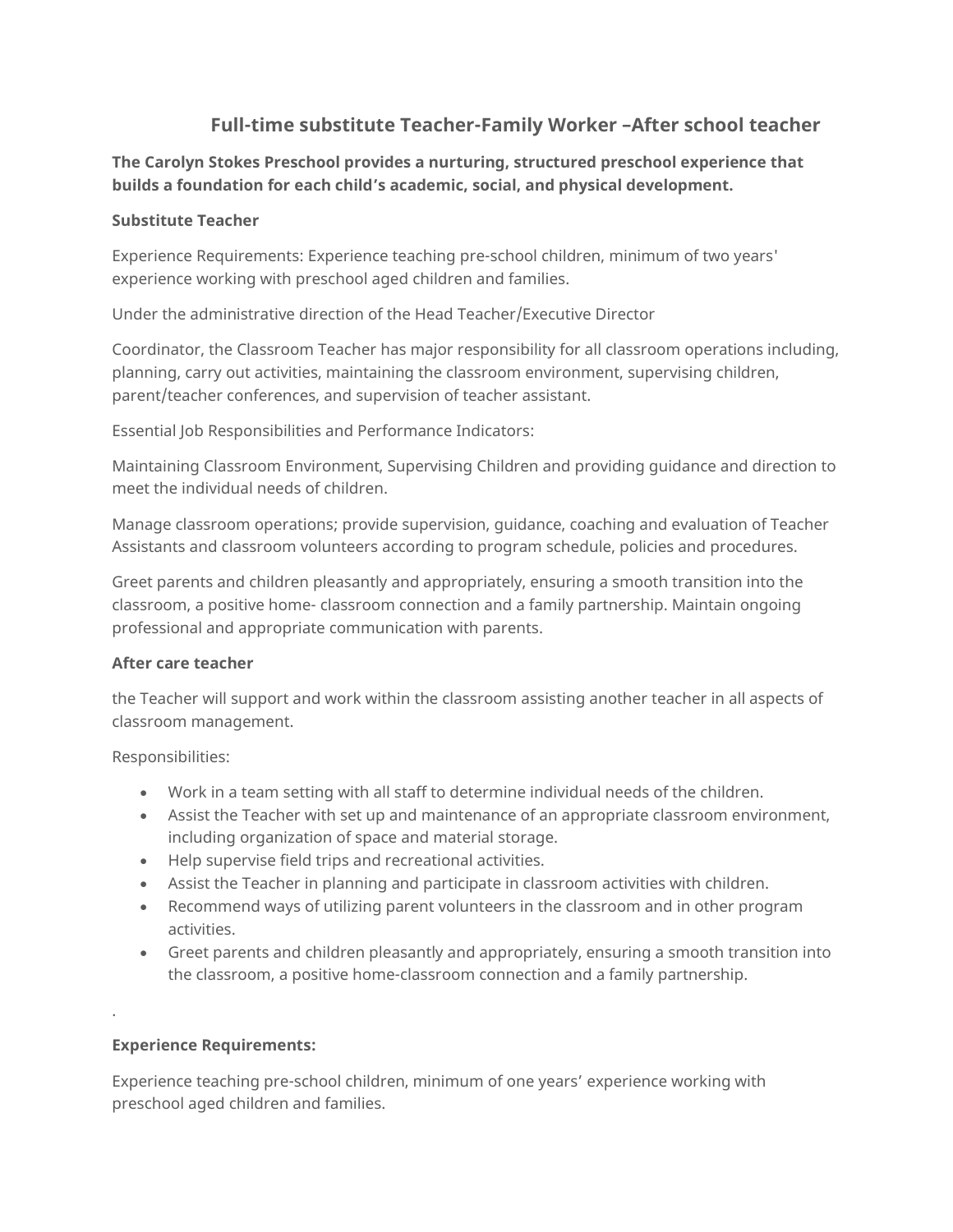# Full-time substitute Teacher-Family Worker –After school teacher

**The Carolyn Stokes Preschool provides a nurturing, structured preschool experience that builds a foundation for each child's academic, social, and physical development.**

**Substitute Teacher**

Experience Requirements: Experience teaching pre-school children, minimum of two years' experience working with preschool aged children and families.

Under the administrative direction of the Head Teacher/Executive Director

Coordinator, the Classroom Teacher has major responsibility for all classroom operations including, planning, carry out activities, maintaining the classroom environment, supervising children, parent/teacher conferences, and supervision of teacher assistant.

Essential Job Responsibilities and Performance Indicators:

Maintaining Classroom Environment, Supervising Children and providing guidance and direction to meet the individual needs of children.

Manage classroom operations; provide supervision, guidance, coaching and evaluation of Teacher Assistants and classroom volunteers according to program schedule, policies and procedures.

Greet parents and children pleasantly and appropriately, ensuring a smooth transition into the classroom, a positive home- classroom connection and a family partnership. Maintain ongoing professional and appropriate communication with parents.

**After care teacher**

the Teacher will support and work within the classroom assisting another teacher in all aspects of classroom management.

Responsibilities:

- Work in a team setting with all staff to determine individual needs of the children.
- Assist the Teacher with set up and maintenance of an appropriate classroom environment, including organization of space and material storage.
- Help supervise field trips and recreational activities.
- Assist the Teacher in planning and participate in classroom activities with children.
- Recommend ways of utilizing parent volunteers in the classroom and in other program activities.
- Greet parents and children pleasantly and appropriately, ensuring a smooth transition into the classroom, a positive home-classroom connection and a family partnership.

.

**Experience Requirements:**

Experience teaching pre-school children, minimum of one years' experience working with preschool aged children and families.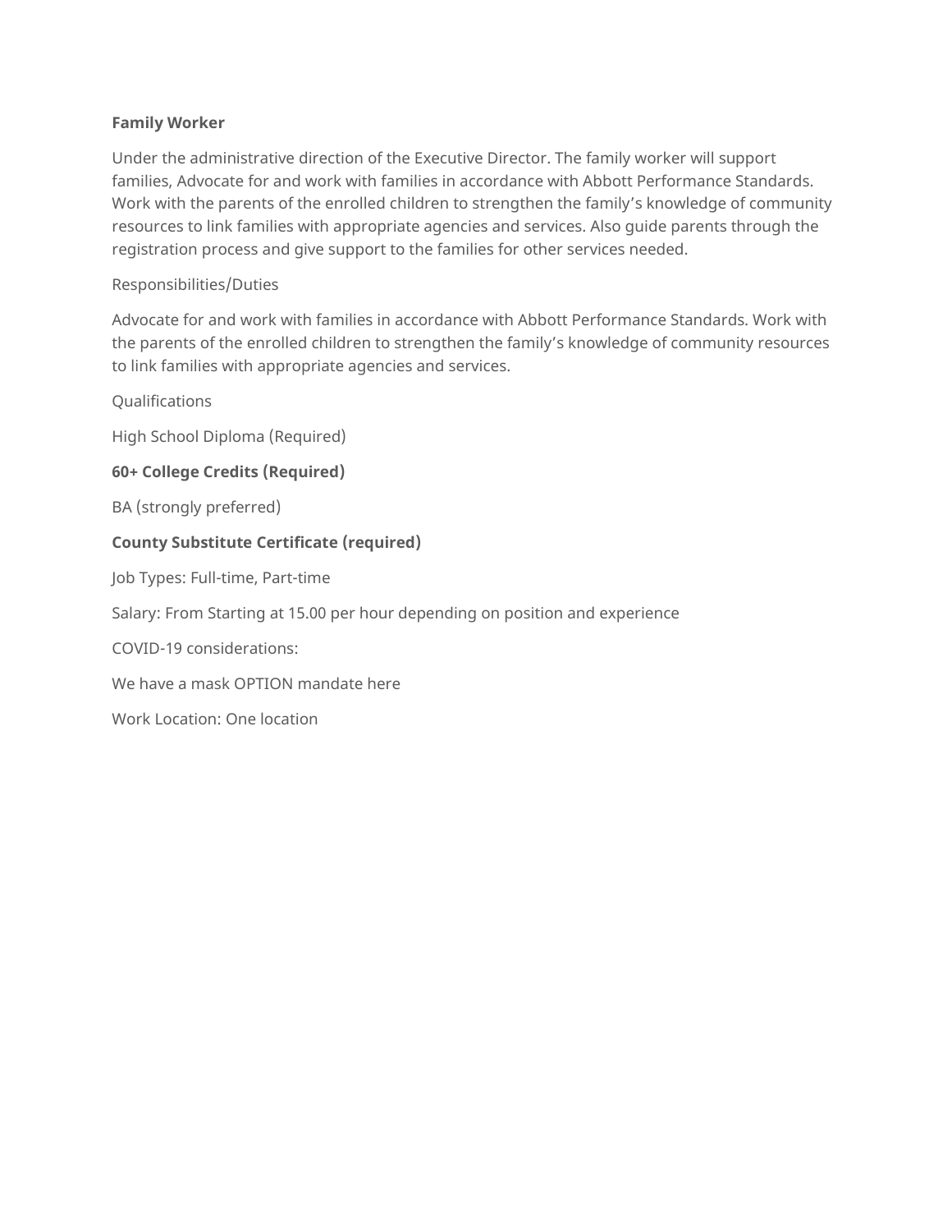**Family Worker**

Under the administrative direction of the Executive Director. The family worker will support families, Advocate for and work with families in accordance with Abbott Performance Standards. Work with the parents of the enrolled children to strengthen the family's knowledge of community resources to link families with appropriate agencies and services. Also guide parents through the registration process and give support to the families for other services needed.

Responsibilities/Duties

Advocate for and work with families in accordance with Abbott Performance Standards. Work with the parents of the enrolled children to strengthen the family's knowledge of community resources to link families with appropriate agencies and services.

Qualifications

High School Diploma (Required)

**60+ College Credits (Required)**

BA (strongly preferred)

**County Substitute Certificate (required)**

Job Types: Full-time, Part-time

Salary: From Starting at 15.00 per hour depending on position and experience

COVID-19 considerations:

We have a mask OPTION mandate here

Work Location: One location